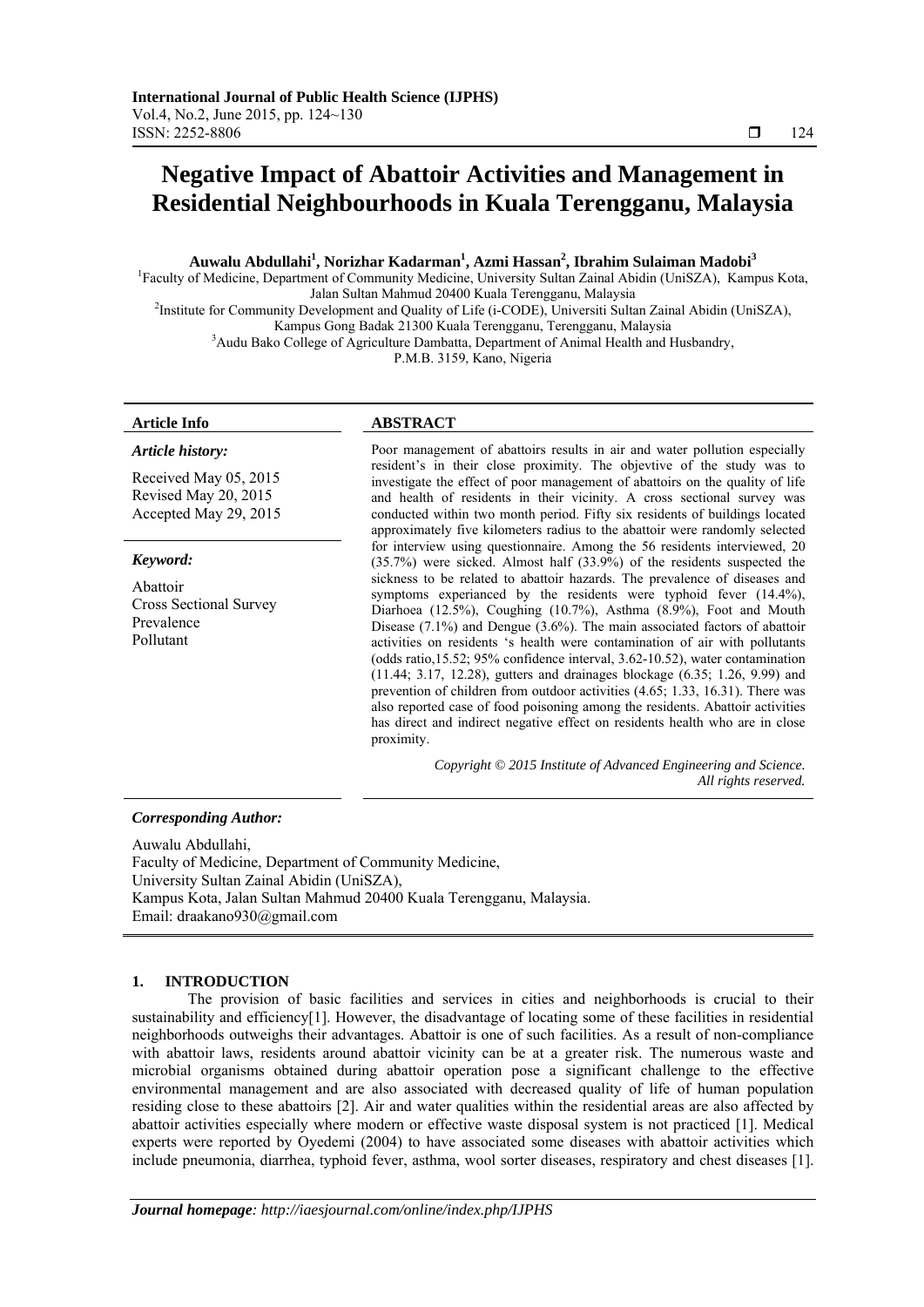# Negative Impact of Abattoir Activities and Management in Residential Neighbourhoods in Kuala Terengganu, Malaysia

**Auwalu Abdullahi[1], Norizhar Kadarman[1], Azmi Hassan[2], Ibrahim Sulaiman Madobi[3]**

[1]Faculty of Medicine, Department of Community Medicine, University Sultan Zainal Abidin (UniSZA), Kampus Kota, Jalan Sultan Mahmud 20400 Kuala Terengganu, Malaysia
[2]Institute for Community Development and Quality of Life (i-CODE), Universiti Sultan Zainal Abidin (UniSZA), Kampus Gong Badak 21300 Kuala Terengganu, Terengganu, Malaysia
[3]Audu Bako College of Agriculture Dambatta, Department of Animal Health and Husbandry, P.M.B. 3159, Kano, Nigeria

**Article Info**

*Article history:*

Received May 05, 2015
Revised May 20, 2015
Accepted May 29, 2015

*Keyword:*

Abattoir
Cross Sectional Survey
Prevalence
Pollutant

**ABSTRACT**

Poor management of abattoirs results in air and water pollution especially resident's in their close proximity. The objevtive of the study was to investigate the effect of poor management of abattoirs on the quality of life and health of residents in their vicinity. A cross sectional survey was conducted within two month period. Fifty six residents of buildings located approximately five kilometers radius to the abattoir were randomly selected for interview using questionnaire. Among the 56 residents interviewed, 20 (35.7%) were sicked. Almost half (33.9%) of the residents suspected the sickness to be related to abattoir hazards. The prevalence of diseases and symptoms experianced by the residents were typhoid fever (14.4%), Diarhoea (12.5%), Coughing (10.7%), Asthma (8.9%), Foot and Mouth Disease (7.1%) and Dengue (3.6%). The main associated factors of abattoir activities on residents 's health were contamination of air with pollutants (odds ratio,15.52; 95% confidence interval, 3.62-10.52), water contamination (11.44; 3.17, 12.28), gutters and drainages blockage (6.35; 1.26, 9.99) and prevention of children from outdoor activities (4.65; 1.33, 16.31). There was also reported case of food poisoning among the residents. Abattoir activities has direct and indirect negative effect on residents health who are in close proximity.

*Copyright © 2015 Institute of Advanced Engineering and Science. All rights reserved.*

***Corresponding Author:***

Auwalu Abdullahi,
Faculty of Medicine, Department of Community Medicine,
University Sultan Zainal Abidin (UniSZA),
Kampus Kota, Jalan Sultan Mahmud 20400 Kuala Terengganu, Malaysia.
Email: draakano930@gmail.com

## 1. INTRODUCTION

The provision of basic facilities and services in cities and neighborhoods is crucial to their sustainability and efficiency[1]. However, the disadvantage of locating some of these facilities in residential neighborhoods outweighs their advantages. Abattoir is one of such facilities. As a result of non-compliance with abattoir laws, residents around abattoir vicinity can be at a greater risk. The numerous waste and microbial organisms obtained during abattoir operation pose a significant challenge to the effective environmental management and are also associated with decreased quality of life of human population residing close to these abattoirs [2]. Air and water qualities within the residential areas are also affected by abattoir activities especially where modern or effective waste disposal system is not practiced [1]. Medical experts were reported by Oyedemi (2004) to have associated some diseases with abattoir activities which include pneumonia, diarrhea, typhoid fever, asthma, wool sorter diseases, respiratory and chest diseases [1].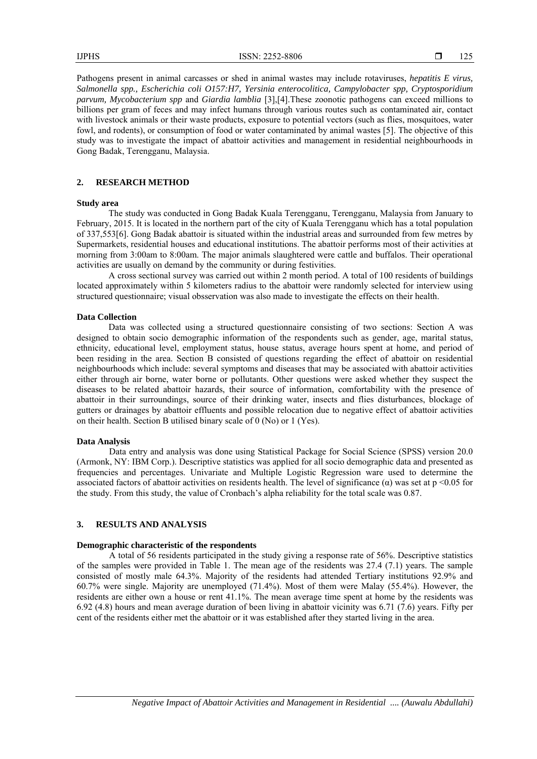Pathogens present in animal carcasses or shed in animal wastes may include rotaviruses, *hepatitis E virus, Salmonella spp., Escherichia coli O157:H7, Yersinia enterocolitica, Campylobacter spp, Cryptosporidium parvum, Mycobacterium spp* and *Giardia lamblia* [3],[4].These zoonotic pathogens can exceed millions to billions per gram of feces and may infect humans through various routes such as contaminated air, contact with livestock animals or their waste products, exposure to potential vectors (such as flies, mosquitoes, water fowl, and rodents), or consumption of food or water contaminated by animal wastes [5]. The objective of this study was to investigate the impact of abattoir activities and management in residential neighbourhoods in Gong Badak, Terengganu, Malaysia.

## 2. RESEARCH METHOD

### Study area

The study was conducted in Gong Badak Kuala Terengganu, Terengganu, Malaysia from January to February, 2015. It is located in the northern part of the city of Kuala Terengganu which has a total population of 337,553[6]. Gong Badak abattoir is situated within the industrial areas and surrounded from few metres by Supermarkets, residential houses and educational institutions. The abattoir performs most of their activities at morning from 3:00am to 8:00am. The major animals slaughtered were cattle and buffalos. Their operational activities are usually on demand by the community or during festivities.

A cross sectional survey was carried out within 2 month period. A total of 100 residents of buildings located approximately within 5 kilometers radius to the abattoir were randomly selected for interview using structured questionnaire; visual obsservation was also made to investigate the effects on their health.

### Data Collection

Data was collected using a structured questionnaire consisting of two sections: Section A was designed to obtain socio demographic information of the respondents such as gender, age, marital status, ethnicity, educational level, employment status, house status, average hours spent at home, and period of been residing in the area. Section B consisted of questions regarding the effect of abattoir on residential neighbourhoods which include: several symptoms and diseases that may be associated with abattoir activities either through air borne, water borne or pollutants. Other questions were asked whether they suspect the diseases to be related abattoir hazards, their source of information, comfortability with the presence of abattoir in their surroundings, source of their drinking water, insects and flies disturbances, blockage of gutters or drainages by abattoir effluents and possible relocation due to negative effect of abattoir activities on their health. Section B utilised binary scale of 0 (No) or 1 (Yes).

### Data Analysis

Data entry and analysis was done using Statistical Package for Social Science (SPSS) version 20.0 (Armonk, NY: IBM Corp.). Descriptive statistics was applied for all socio demographic data and presented as frequencies and percentages. Univariate and Multiple Logistic Regression ware used to determine the associated factors of abattoir activities on residents health. The level of significance ($\alpha$) was set at $p < 0.05$ for the study. From this study, the value of Cronbach's alpha reliability for the total scale was 0.87.

## 3. RESULTS AND ANALYSIS

### Demographic characteristic of the respondents

A total of 56 residents participated in the study giving a response rate of 56%. Descriptive statistics of the samples were provided in Table 1. The mean age of the residents was 27.4 (7.1) years. The sample consisted of mostly male 64.3%. Majority of the residents had attended Tertiary institutions 92.9% and 60.7% were single. Majority are unemployed (71.4%). Most of them were Malay (55.4%). However, the residents are either own a house or rent 41.1%. The mean average time spent at home by the residents was 6.92 (4.8) hours and mean average duration of been living in abattoir vicinity was 6.71 (7.6) years. Fifty per cent of the residents either met the abattoir or it was established after they started living in the area.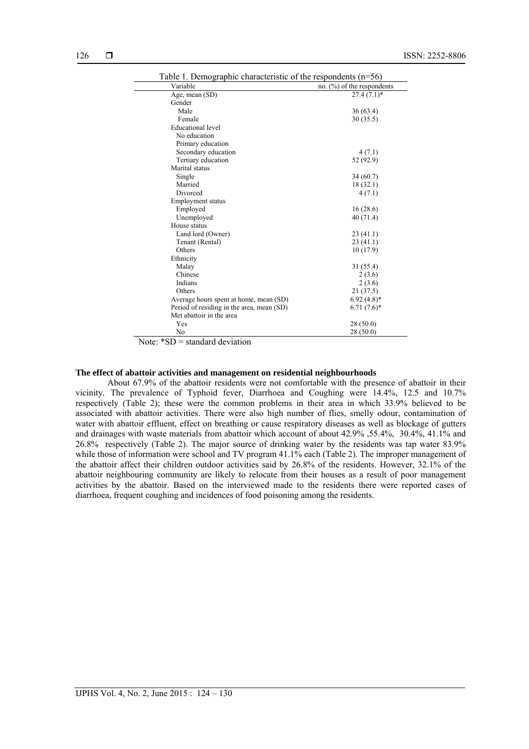Table 1. Demographic characteristic of the respondents (n=56)

| Variable | no. (%) of the respondents |
|---|---|
| Age, mean (SD) | 27.4 (7.1)* |
| Gender | |
| Male | 36 (63.4) |
| Female | 30 (35.5) |
| Educational level | |
| No education | |
| Primary education | |
| Secondary education | 4 (7.1) |
| Tertiary education | 52 (92.9) |
| Marital status | |
| Single | 34 (60.7) |
| Married | 18 (32.1) |
| Divorced | 4 (7.1) |
| Employment status | |
| Employed | 16 (28.6) |
| Unemployed | 40 (71.4) |
| House status | |
| Land lord (Owner) | 23 (41.1) |
| Tenant (Rental) | 23 (41.1) |
| Others | 10 (17.9) |
| Ethnicity | |
| Malay | 31 (55.4) |
| Chinese | 2 (3.6) |
| Indians | 2 (3.6) |
| Others | 21 (37.5) |
| Average hours spent at home, mean (SD) | 6.92 (4.8)* |
| Period of residing in the area, mean (SD) | 6.71 (7.6)* |
| Met abattoir in the area | |
| Yes | 28 (50.0) |
| No | 28 (50.0) |

Note: *SD = standard deviation

**The effect of abattoir activities and management on residential neighbourhoods**

About 67.9% of the abattoir residents were not comfortable with the presence of abattoir in their vicinity. The prevalence of Typhoid fever, Diarrhoea and Coughing were 14.4%, 12.5 and 10.7% respectively (Table 2); these were the common problems in their area in which 33.9% believed to be associated with abattoir activities. There were also high number of flies, smelly odour, contamination of water with abattoir effluent, effect on breathing or cause respiratory diseases as well as blockage of gutters and drainages with waste materials from abattoir which account of about 42.9% ,55.4%, 30.4%, 41.1% and 26.8% respectively (Table 2). The major source of drinking water by the residents was tap water 83.9% while those of information were school and TV program 41.1% each (Table 2). The improper management of the abattoir affect their children outdoor activities said by 26.8% of the residents. However, 32.1% of the abattoir neighbouring community are likely to relocate from their houses as a result of poor management activities by the abattoir. Based on the interviewed made to the residents there were reported cases of diarrhoea, frequent coughing and incidences of food poisoning among the residents.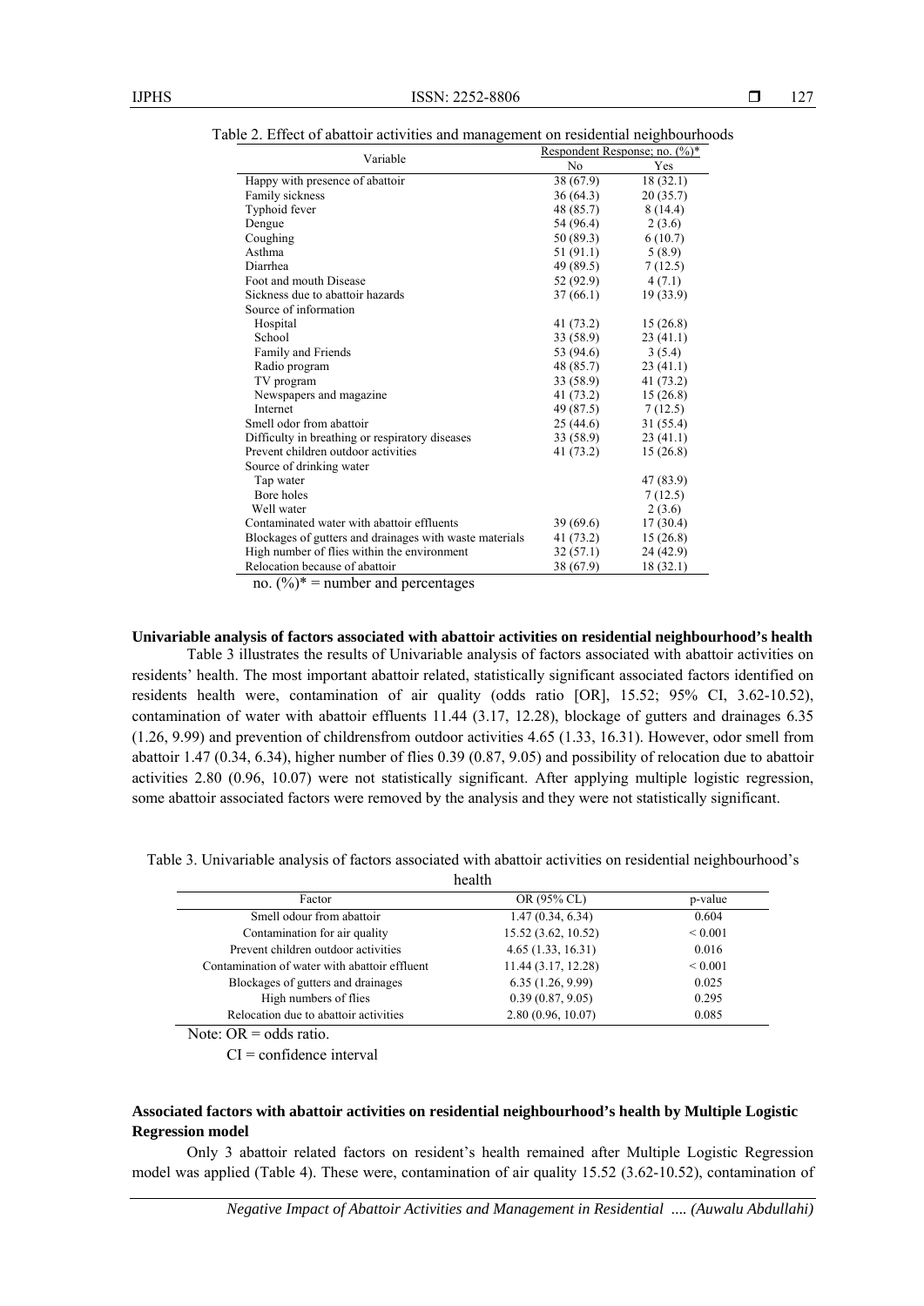Table 2. Effect of abattoir activities and management on residential neighbourhoods

| Variable | Respondent Response; no. (%)* | |
|---|---|---|
| | No | Yes |
| Happy with presence of abattoir | 38 (67.9) | 18 (32.1) |
| Family sickness | 36 (64.3) | 20 (35.7) |
| Typhoid fever | 48 (85.7) | 8 (14.4) |
| Dengue | 54 (96.4) | 2 (3.6) |
| Coughing | 50 (89.3) | 6 (10.7) |
| Asthma | 51 (91.1) | 5 (8.9) |
| Diarrhea | 49 (89.5) | 7 (12.5) |
| Foot and mouth Disease | 52 (92.9) | 4 (7.1) |
| Sickness due to abattoir hazards | 37 (66.1) | 19 (33.9) |
| Source of information | | |
| Hospital | 41 (73.2) | 15 (26.8) |
| School | 33 (58.9) | 23 (41.1) |
| Family and Friends | 53 (94.6) | 3 (5.4) |
| Radio program | 48 (85.7) | 23 (41.1) |
| TV program | 33 (58.9) | 41 (73.2) |
| Newspapers and magazine | 41 (73.2) | 15 (26.8) |
| Internet | 49 (87.5) | 7 (12.5) |
| Smell odor from abattoir | 25 (44.6) | 31 (55.4) |
| Difficulty in breathing or respiratory diseases | 33 (58.9) | 23 (41.1) |
| Prevent children outdoor activities | 41 (73.2) | 15 (26.8) |
| Source of drinking water | | |
| Tap water | | 47 (83.9) |
| Bore holes | | 7 (12.5) |
| Well water | | 2 (3.6) |
| Contaminated water with abattoir effluents | 39 (69.6) | 17 (30.4) |
| Blockages of gutters and drainages with waste materials | 41 (73.2) | 15 (26.8) |
| High number of flies within the environment | 32 (57.1) | 24 (42.9) |
| Relocation because of abattoir | 38 (67.9) | 18 (32.1) |

no. (%)* = number and percentages

**Univariable analysis of factors associated with abattoir activities on residential neighbourhood's health**

Table 3 illustrates the results of Univariable analysis of factors associated with abattoir activities on residents' health. The most important abattoir related, statistically significant associated factors identified on residents health were, contamination of air quality (odds ratio [OR], 15.52; 95% CI, 3.62-10.52), contamination of water with abattoir effluents 11.44 (3.17, 12.28), blockage of gutters and drainages 6.35 (1.26, 9.99) and prevention of childrensfrom outdoor activities 4.65 (1.33, 16.31). However, odor smell from abattoir 1.47 (0.34, 6.34), higher number of flies 0.39 (0.87, 9.05) and possibility of relocation due to abattoir activities 2.80 (0.96, 10.07) were not statistically significant. After applying multiple logistic regression, some abattoir associated factors were removed by the analysis and they were not statistically significant.

Table 3. Univariable analysis of factors associated with abattoir activities on residential neighbourhood's health

| Factor | OR (95% CL) | p-value |
|---|---|---|
| Smell odour from abattoir | 1.47 (0.34, 6.34) | 0.604 |
| Contamination for air quality | 15.52 (3.62, 10.52) | < 0.001 |
| Prevent children outdoor activities | 4.65 (1.33, 16.31) | 0.016 |
| Contamination of water with abattoir effluent | 11.44 (3.17, 12.28) | < 0.001 |
| Blockages of gutters and drainages | 6.35 (1.26, 9.99) | 0.025 |
| High numbers of flies | 0.39 (0.87, 9.05) | 0.295 |
| Relocation due to abattoir activities | 2.80 (0.96, 10.07) | 0.085 |

Note: OR = odds ratio.
CI = confidence interval

**Associated factors with abattoir activities on residential neighbourhood's health by Multiple Logistic Regression model**

Only 3 abattoir related factors on resident's health remained after Multiple Logistic Regression model was applied (Table 4). These were, contamination of air quality 15.52 (3.62-10.52), contamination of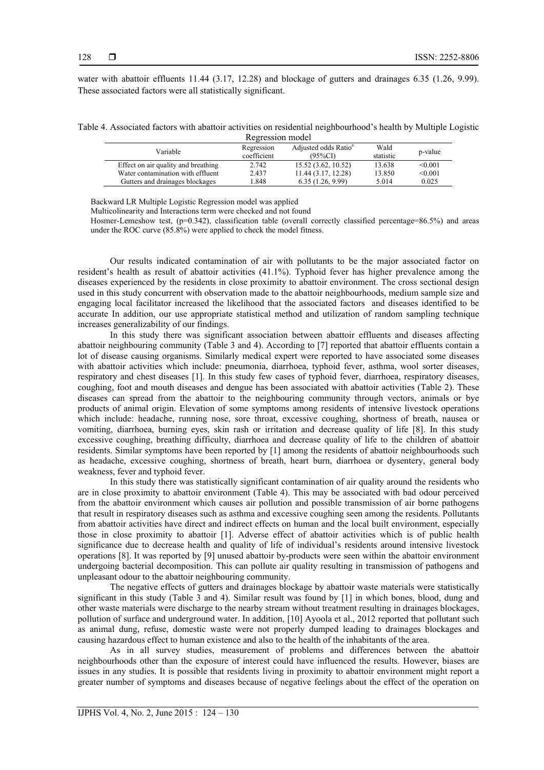water with abattoir effluents 11.44 (3.17, 12.28) and blockage of gutters and drainages 6.35 (1.26, 9.99). These associated factors were all statistically significant.

Table 4. Associated factors with abattoir activities on residential neighbourhood's health by Multiple Logistic Regression model

| Variable | Regression coefficient | Adjusted odds Ratio[a] (95%CI) | Wald statistic | p-value |
|---|---|---|---|---|
| Effect on air quality and breathing | 2.742 | 15.52 (3.62, 10.52) | 13.638 | <0.001 |
| Water contamination with effluent | 2.437 | 11.44 (3.17, 12.28) | 13.850 | <0.001 |
| Gutters and drainages blockages | 1.848 | 6.35 (1.26, 9.99) | 5.014 | 0.025 |

Backward LR Multiple Logistic Regression model was applied

Multicolinearity and Interactions term were checked and not found

Hosmer-Lemeshow test, (p=0.342), classification table (overall correctly classified percentage=86.5%) and areas under the ROC curve (85.8%) were applied to check the model fitness.

Our results indicated contamination of air with pollutants to be the major associated factor on resident's health as result of abattoir activities (41.1%). Typhoid fever has higher prevalence among the diseases experienced by the residents in close proximity to abattoir environment. The cross sectional design used in this study concurrent with observation made to the abattoir neighbourhoods, medium sample size and engaging local facilitator increased the likelihood that the associated factors and diseases identified to be accurate In addition, our use appropriate statistical method and utilization of random sampling technique increases generalizability of our findings.

In this study there was significant association between abattoir effluents and diseases affecting abattoir neighbouring community (Table 3 and 4). According to [7] reported that abattoir effluents contain a lot of disease causing organisms. Similarly medical expert were reported to have associated some diseases with abattoir activities which include: pneumonia, diarrhoea, typhoid fever, asthma, wool sorter diseases, respiratory and chest diseases [1]. In this study few cases of typhoid fever, diarrhoea, respiratory diseases, coughing, foot and mouth diseases and dengue has been associated with abattoir activities (Table 2). These diseases can spread from the abattoir to the neighbouring community through vectors, animals or bye products of animal origin. Elevation of some symptoms among residents of intensive livestock operations which include: headache, running nose, sore throat, excessive coughing, shortness of breath, nausea or vomiting, diarrhoea, burning eyes, skin rash or irritation and decrease quality of life [8]. In this study excessive coughing, breathing difficulty, diarrhoea and decrease quality of life to the children of abattoir residents. Similar symptoms have been reported by [1] among the residents of abattoir neighbourhoods such as headache, excessive coughing, shortness of breath, heart burn, diarrhoea or dysentery, general body weakness, fever and typhoid fever.

In this study there was statistically significant contamination of air quality around the residents who are in close proximity to abattoir environment (Table 4). This may be associated with bad odour perceived from the abattoir environment which causes air pollution and possible transmission of air borne pathogens that result in respiratory diseases such as asthma and excessive coughing seen among the residents. Pollutants from abattoir activities have direct and indirect effects on human and the local built environment, especially those in close proximity to abattoir [1]. Adverse effect of abattoir activities which is of public health significance due to decrease health and quality of life of individual's residents around intensive livestock operations [8]. It was reported by [9] unused abattoir by-products were seen within the abattoir environment undergoing bacterial decomposition. This can pollute air quality resulting in transmission of pathogens and unpleasant odour to the abattoir neighbouring community.

The negative effects of gutters and drainages blockage by abattoir waste materials were statistically significant in this study (Table 3 and 4). Similar result was found by [1] in which bones, blood, dung and other waste materials were discharge to the nearby stream without treatment resulting in drainages blockages, pollution of surface and underground water. In addition, [10] Ayoola et al., 2012 reported that pollutant such as animal dung, refuse, domestic waste were not properly dumped leading to drainages blockages and causing hazardous effect to human existence and also to the health of the inhabitants of the area.

As in all survey studies, measurement of problems and differences between the abattoir neighbourhoods other than the exposure of interest could have influenced the results. However, biases are issues in any studies. It is possible that residents living in proximity to abattoir environment might report a greater number of symptoms and diseases because of negative feelings about the effect of the operation on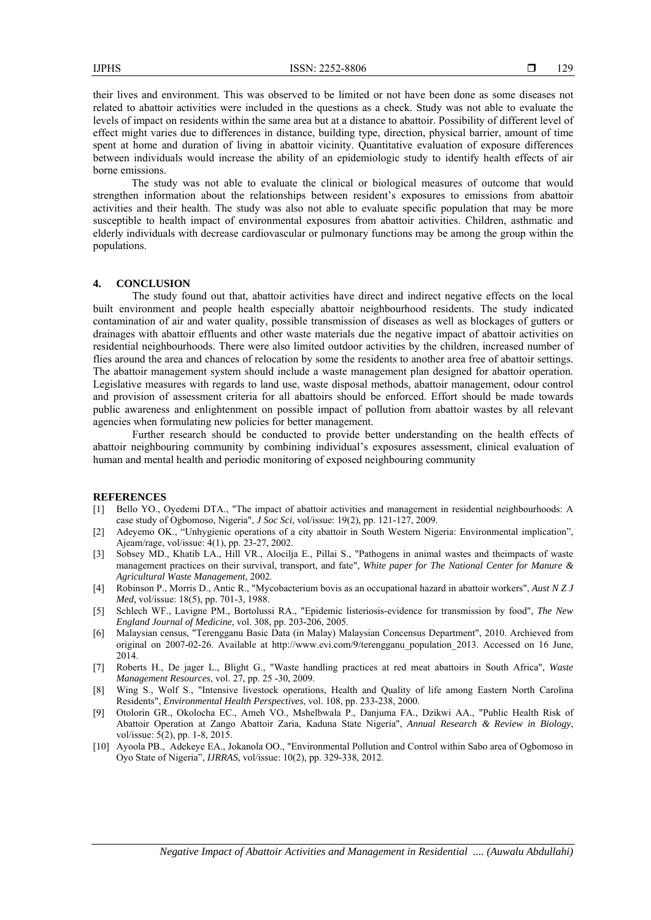their lives and environment. This was observed to be limited or not have been done as some diseases not related to abattoir activities were included in the questions as a check. Study was not able to evaluate the levels of impact on residents within the same area but at a distance to abattoir. Possibility of different level of effect might varies due to differences in distance, building type, direction, physical barrier, amount of time spent at home and duration of living in abattoir vicinity. Quantitative evaluation of exposure differences between individuals would increase the ability of an epidemiologic study to identify health effects of air borne emissions.

The study was not able to evaluate the clinical or biological measures of outcome that would strengthen information about the relationships between resident's exposures to emissions from abattoir activities and their health. The study was also not able to evaluate specific population that may be more susceptible to health impact of environmental exposures from abattoir activities. Children, asthmatic and elderly individuals with decrease cardiovascular or pulmonary functions may be among the group within the populations.

## 4. CONCLUSION

The study found out that, abattoir activities have direct and indirect negative effects on the local built environment and people health especially abattoir neighbourhood residents. The study indicated contamination of air and water quality, possible transmission of diseases as well as blockages of gutters or drainages with abattoir effluents and other waste materials due the negative impact of abattoir activities on residential neighbourhoods. There were also limited outdoor activities by the children, increased number of flies around the area and chances of relocation by some the residents to another area free of abattoir settings. The abattoir management system should include a waste management plan designed for abattoir operation. Legislative measures with regards to land use, waste disposal methods, abattoir management, odour control and provision of assessment criteria for all abattoirs should be enforced. Effort should be made towards public awareness and enlightenment on possible impact of pollution from abattoir wastes by all relevant agencies when formulating new policies for better management.

Further research should be conducted to provide better understanding on the health effects of abattoir neighbouring community by combining individual's exposures assessment, clinical evaluation of human and mental health and periodic monitoring of exposed neighbouring community

## REFERENCES

[1] Bello YO., Oyedemi DTA., "The impact of abattoir activities and management in residential neighbourhoods: A case study of Ogbomoso, Nigeria", *J Soc Sci*, vol/issue: 19(2), pp. 121-127, 2009.

[2] Adeyemo OK., "Unhygienic operations of a city abattoir in South Western Nigeria: Environmental implication", Ajeam/rage, vol/issue: 4(1), pp. 23-27, 2002.

[3] Sobsey MD., Khatib LA., Hill VR., Alocilja E., Pillai S., "Pathogens in animal wastes and theimpacts of waste management practices on their survival, transport, and fate", *White paper for The National Center for Manure & Agricultural Waste Management*, 2002.

[4] Robinson P., Morris D., Antic R., "Mycobacterium bovis as an occupational hazard in abattoir workers", *Aust N Z J Med*, vol/issue: 18(5), pp. 701-3, 1988.

[5] Schlech WF., Lavigne PM., Bortolussi RA., "Epidemic listeriosis-evidence for transmission by food", *The New England Journal of Medicine*, vol. 308, pp. 203-206, 2005.

[6] Malaysian census, "Terengganu Basic Data (in Malay) Malaysian Concensus Department", 2010. Archieved from original on 2007-02-26. Available at http://www.evi.com/9/terengganu_population_2013. Accessed on 16 June, 2014.

[7] Roberts H., De jager L., Blight G., "Waste handling practices at red meat abattoirs in South Africa", *Waste Management Resources*, vol. 27, pp. 25 -30, 2009.

[8] Wing S., Wolf S., "Intensive livestock operations, Health and Quality of life among Eastern North Carolina Residents", *Environmental Health Perspectives*, vol. 108, pp. 233-238, 2000.

[9] Otolorin GR., Okolocha EC., Ameh VO., Mshelbwala P., Danjuma FA., Dzikwi AA., "Public Health Risk of Abattoir Operation at Zango Abattoir Zaria, Kaduna State Nigeria", *Annual Research & Review in Biology*, vol/issue: 5(2), pp. 1-8, 2015.

[10] Ayoola PB., Adekeye EA., Jokanola OO., "Environmental Pollution and Control within Sabo area of Ogbomoso in Oyo State of Nigeria", *IJRRAS*, vol/issue: 10(2), pp. 329-338, 2012.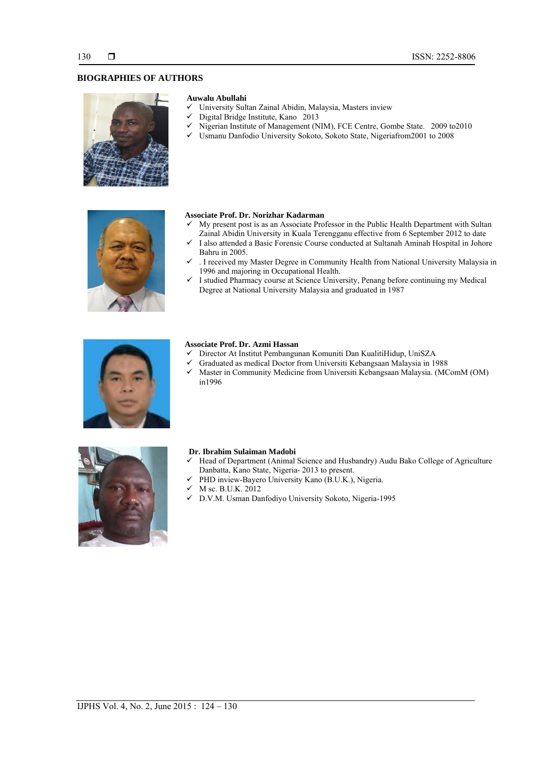## BIOGRAPHIES OF AUTHORS

**Auwalu Abullahi**

- ✓ University Sultan Zainal Abidin, Malaysia, Masters inview
- ✓ Digital Bridge Institute, Kano 2013
- ✓ Nigerian Institute of Management (NIM), FCE Centre, Gombe State. 2009 to2010
- ✓ Usmanu Danfodio University Sokoto, Sokoto State, Nigeriafrom2001 to 2008

**Associate Prof. Dr. Norizhar Kadarman**

- ✓ My present post is as an Associate Professor in the Public Health Department with Sultan Zainal Abidin University in Kuala Terengganu effective from 6 September 2012 to date
- ✓ I also attended a Basic Forensic Course conducted at Sultanah Aminah Hospital in Johore Bahru in 2005.
- ✓ . I received my Master Degree in Community Health from National University Malaysia in 1996 and majoring in Occupational Health.
- ✓ I studied Pharmacy course at Science University, Penang before continuing my Medical Degree at National University Malaysia and graduated in 1987

**Associate Prof. Dr. Azmi Hassan**

- ✓ Director At Institut Pembangunan Komuniti Dan KualitiHidup, UniSZA
- ✓ Graduated as medical Doctor from Universiti Kebangsaan Malaysia in 1988
- ✓ Master in Community Medicine from Universiti Kebangsaan Malaysia. (MComM (OM) in1996

**Dr. Ibrahim Sulaiman Madobi**

- ✓ Head of Department (Animal Science and Husbandry) Audu Bako College of Agriculture Danbatta, Kano State, Nigeria- 2013 to present.
- ✓ PHD inview-Bayero University Kano (B.U.K.), Nigeria.
- ✓ M sc. B.U.K. 2012
- ✓ D.V.M. Usman Danfodiyo University Sokoto, Nigeria-1995